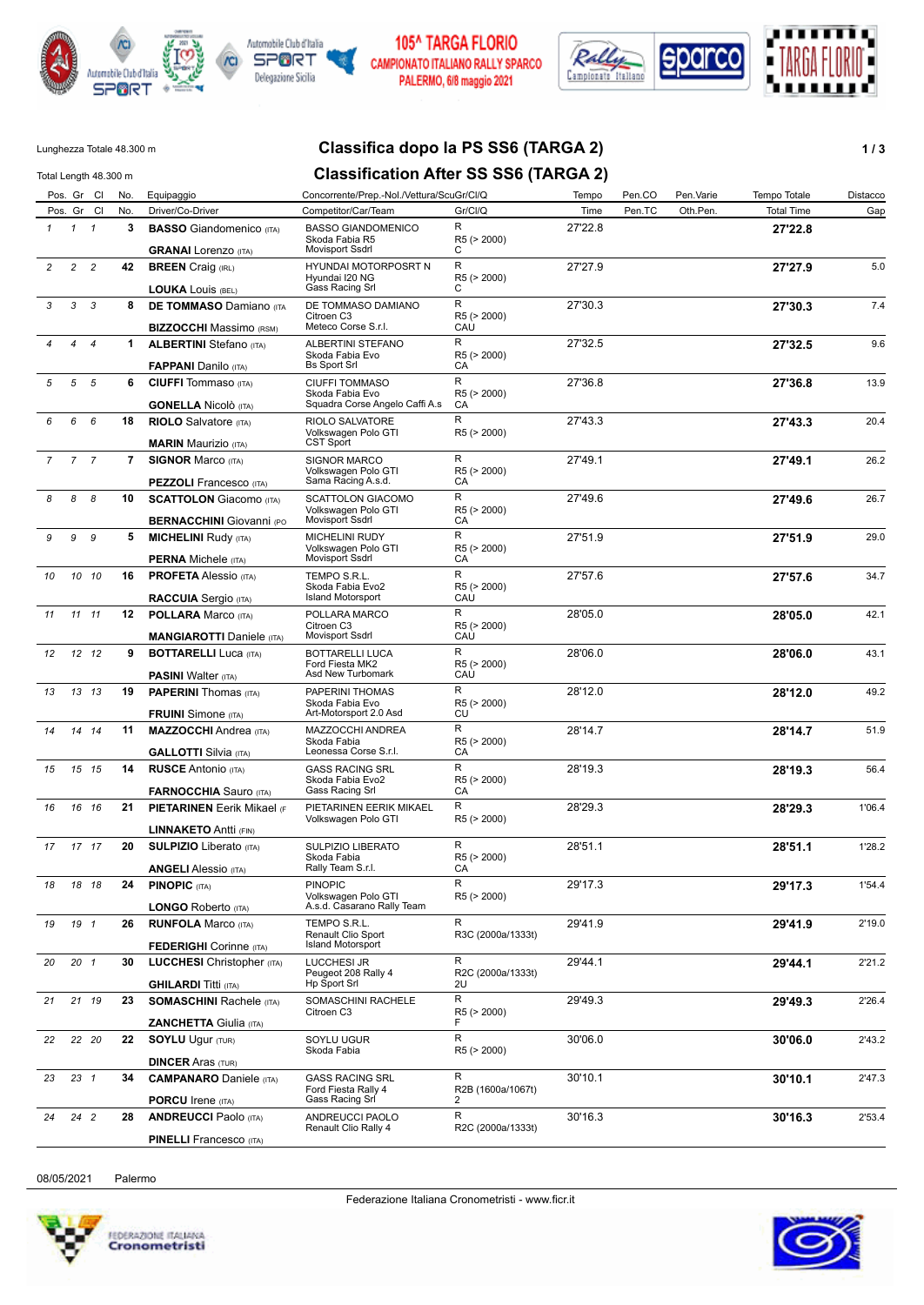105^ TARGA FLORIO
CAMPIONATO ITALIANO RALLY SPARCO
PALERMO, 6/8 maggio 2021

Lunghezza Totale 48.300 m

Total Length 48.300 m

# Classifica dopo la PS SS6 (TARGA 2)

# Classification After SS SS6 (TARGA 2)

| Pos. | Gr | Cl | No. | Equipaggio / Driver/Co-Driver | Concorrente/Prep.-Nol./Vettura/ScuGr/Cl/Q / Competitor/Car/Team | Gr/Cl/Q | Tempo / Time | Pen.CO / Pen.TC | Pen.Varie / Oth.Pen. | Tempo Totale / Total Time | Distacco / Gap |
|---|---|---|---|---|---|---|---|---|---|---|---|
| 1 | 1 | 1 | 3 | **BASSO** Giandomenico (ITA) / **GRANAI** Lorenzo (ITA) | BASSO GIANDOMENICO / Skoda Fabia R5 / Movisport Ssdrl | R / R5 (> 2000) / C | 27'22.8 | | | **27'22.8** | |
| 2 | 2 | 2 | 42 | **BREEN** Craig (IRL) / **LOUKA** Louis (BEL) | HYUNDAI MOTORPOSRT N / Hyundai I20 NG / Gass Racing Srl | R / R5 (> 2000) / C | 27'27.9 | | | **27'27.9** | 5.0 |
| 3 | 3 | 3 | 8 | **DE TOMMASO** Damiano (ITA) / **BIZZOCCHI** Massimo (RSM) | DE TOMMASO DAMIANO / Citroen C3 / Meteco Corse S.r.l. | R / R5 (> 2000) / CAU | 27'30.3 | | | **27'30.3** | 7.4 |
| 4 | 4 | 4 | 1 | **ALBERTINI** Stefano (ITA) / **FAPPANI** Danilo (ITA) | ALBERTINI STEFANO / Skoda Fabia Evo / Bs Sport Srl | R / R5 (> 2000) / CA | 27'32.5 | | | **27'32.5** | 9.6 |
| 5 | 5 | 5 | 6 | **CIUFFI** Tommaso (ITA) / **GONELLA** Nicolò (ITA) | CIUFFI TOMMASO / Skoda Fabia Evo / Squadra Corse Angelo Caffi A.s | R / R5 (> 2000) / CA | 27'36.8 | | | **27'36.8** | 13.9 |
| 6 | 6 | 6 | 18 | **RIOLO** Salvatore (ITA) / **MARIN** Maurizio (ITA) | RIOLO SALVATORE / Volkswagen Polo GTI / CST Sport | R / R5 (> 2000) | 27'43.3 | | | **27'43.3** | 20.4 |
| 7 | 7 | 7 | 7 | **SIGNOR** Marco (ITA) / **PEZZOLI** Francesco (ITA) | SIGNOR MARCO / Volkswagen Polo GTI / Sama Racing A.s.d. | R / R5 (> 2000) / CA | 27'49.1 | | | **27'49.1** | 26.2 |
| 8 | 8 | 8 | 10 | **SCATTOLON** Giacomo (ITA) / **BERNACCHINI** Giovanni (PO | SCATTOLON GIACOMO / Volkswagen Polo GTI / Movisport Ssdrl | R / R5 (> 2000) / CA | 27'49.6 | | | **27'49.6** | 26.7 |
| 9 | 9 | 9 | 5 | **MICHELINI** Rudy (ITA) / **PERNA** Michele (ITA) | MICHELINI RUDY / Volkswagen Polo GTI / Movisport Ssdrl | R / R5 (> 2000) / CA | 27'51.9 | | | **27'51.9** | 29.0 |
| 10 | 10 | 10 | 16 | **PROFETA** Alessio (ITA) / **RACCUIA** Sergio (ITA) | TEMPO S.R.L. / Skoda Fabia Evo2 / Island Motorsport | R / R5 (> 2000) / CAU | 27'57.6 | | | **27'57.6** | 34.7 |
| 11 | 11 | 11 | 12 | **POLLARA** Marco (ITA) / **MANGIAROTTI** Daniele (ITA) | POLLARA MARCO / Citroen C3 / Movisport Ssdrl | R / R5 (> 2000) / CAU | 28'05.0 | | | **28'05.0** | 42.1 |
| 12 | 12 | 12 | 9 | **BOTTARELLI** Luca (ITA) / **PASINI** Walter (ITA) | BOTTARELLI LUCA / Ford Fiesta MK2 / Asd New Turbomark | R / R5 (> 2000) / CAU | 28'06.0 | | | **28'06.0** | 43.1 |
| 13 | 13 | 13 | 19 | **PAPERINI** Thomas (ITA) / **FRUINI** Simone (ITA) | PAPERINI THOMAS / Skoda Fabia Evo / Art-Motorsport 2.0 Asd | R / R5 (> 2000) / CU | 28'12.0 | | | **28'12.0** | 49.2 |
| 14 | 14 | 14 | 11 | **MAZZOCCHI** Andrea (ITA) / **GALLOTTI** Silvia (ITA) | MAZZOCCHI ANDREA / Skoda Fabia / Leonessa Corse S.r.l. | R / R5 (> 2000) / CA | 28'14.7 | | | **28'14.7** | 51.9 |
| 15 | 15 | 15 | 14 | **RUSCE** Antonio (ITA) / **FARNOCCHIA** Sauro (ITA) | GASS RACING SRL / Skoda Fabia Evo2 / Gass Racing Srl | R / R5 (> 2000) / CA | 28'19.3 | | | **28'19.3** | 56.4 |
| 16 | 16 | 16 | 21 | **PIETARINEN** Eerik Mikael (F / **LINNAKETO** Antti (FIN) | PIETARINEN EERIK MIKAEL / Volkswagen Polo GTI | R / R5 (> 2000) | 28'29.3 | | | **28'29.3** | 1'06.4 |
| 17 | 17 | 17 | 20 | **SULPIZIO** Liberato (ITA) / **ANGELI** Alessio (ITA) | SULPIZIO LIBERATO / Skoda Fabia / Rally Team S.r.l. | R / R5 (> 2000) / CA | 28'51.1 | | | **28'51.1** | 1'28.2 |
| 18 | 18 | 18 | 24 | **PINOPIC** (ITA) / **LONGO** Roberto (ITA) | PINOPIC / Volkswagen Polo GTI / A.s.d. Casarano Rally Team | R / R5 (> 2000) | 29'17.3 | | | **29'17.3** | 1'54.4 |
| 19 | 19 | 1 | 26 | **RUNFOLA** Marco (ITA) / **FEDERIGHI** Corinne (ITA) | TEMPO S.R.L. / Renault Clio Sport / Island Motorsport | R / R3C (2000a/1333t) | 29'41.9 | | | **29'41.9** | 2'19.0 |
| 20 | 20 | 1 | 30 | **LUCCHESI** Christopher (ITA) / **GHILARDI** Titti (ITA) | LUCCHESI JR / Peugeot 208 Rally 4 / Hp Sport Srl | R / R2C (2000a/1333t) / 2U | 29'44.1 | | | **29'44.1** | 2'21.2 |
| 21 | 21 | 19 | 23 | **SOMASCHINI** Rachele (ITA) / **ZANCHETTA** Giulia (ITA) | SOMASCHINI RACHELE / Citroen C3 | R / R5 (> 2000) / F | 29'49.3 | | | **29'49.3** | 2'26.4 |
| 22 | 22 | 20 | 22 | **SOYLU** Ugur (TUR) / **DINCER** Aras (TUR) | SOYLU UGUR / Skoda Fabia | R / R5 (> 2000) | 30'06.0 | | | **30'06.0** | 2'43.2 |
| 23 | 23 | 1 | 34 | **CAMPANARO** Daniele (ITA) / **PORCU** Irene (ITA) | GASS RACING SRL / Ford Fiesta Rally 4 / Gass Racing Srl | R / R2B (1600a/1067t) / 2 | 30'10.1 | | | **30'10.1** | 2'47.3 |
| 24 | 24 | 2 | 28 | **ANDREUCCI** Paolo (ITA) / **PINELLI** Francesco (ITA) | ANDREUCCI PAOLO / Renault Clio Rally 4 | R / R2C (2000a/1333t) | 30'16.3 | | | **30'16.3** | 2'53.4 |

08/05/2021 Palermo

Federazione Italiana Cronometristi - www.ficr.it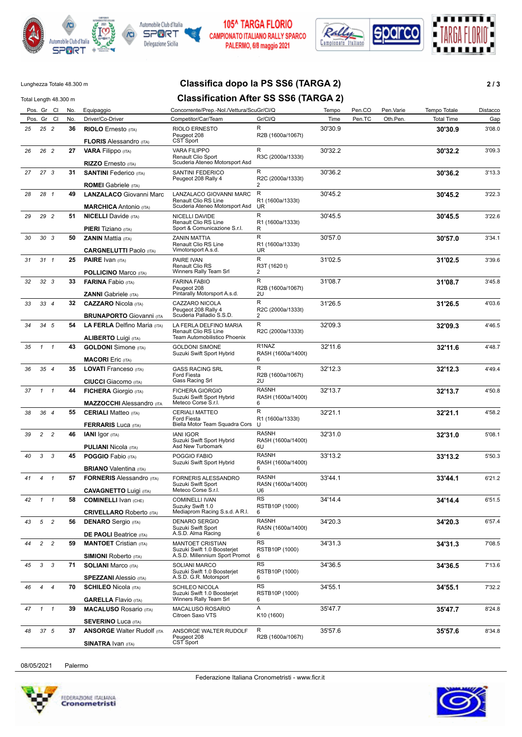105^ TARGA FLORIO
CAMPIONATO ITALIANO RALLY SPARCO
PALERMO, 6/8 maggio 2021

Lunghezza Totale 48.300 m

Total Length 48.300 m

# Classifica dopo la PS SS6 (TARGA 2)

# Classification After SS SS6 (TARGA 2)

| Pos. | Gr | Cl | No. | Equipaggio / Driver/Co-Driver | Concorrente/Prep.-Nol./Vettura/Scuderia / Competitor/Car/Team | Gr/Cl/Q | Tempo / Time | Pen.CO / Pen.TC | Pen.Varie / Oth.Pen. | Tempo Totale / Total Time | Distacco / Gap |
|---|---|---|---|---|---|---|---|---|---|---|---|
| 25 | 25 | 2 | 36 | **RIOLO** Ernesto (ITA) / **FLORIS** Alessandro (ITA) | RIOLO ERNESTO / Peugeot 208 / CST Sport | R / R2B (1600a/1067t) | 30'30.9 | | | **30'30.9** | 3'08.0 |
| 26 | 26 | 2 | 27 | **VARA** Filippo (ITA) / **RIZZO** Ernesto (ITA) | VARA FILIPPO / Renault Clio Sport / Scuderia Ateneo Motorsport Asd | R / R3C (2000a/1333t) | 30'32.2 | | | **30'32.2** | 3'09.3 |
| 27 | 27 | 3 | 31 | **SANTINI** Federico (ITA) / **ROMEI** Gabriele (ITA) | SANTINI FEDERICO / Peugeot 208 Rally 4 | R / R2C (2000a/1333t) / 2 | 30'36.2 | | | **30'36.2** | 3'13.3 |
| 28 | 28 | 1 | 49 | **LANZALACO** Giovanni Marc / **MARCHICA** Antonio (ITA) | LANZALACO GIOVANNI MARC / Renault Clio RS Line / Scuderia Ateneo Motorsport Asd | R / R1 (1600a/1333t) / UR | 30'45.2 | | | **30'45.2** | 3'22.3 |
| 29 | 29 | 2 | 51 | **NICELLI** Davide (ITA) / **PIERI** Tiziano (ITA) | NICELLI DAVIDE / Renault Clio RS Line / Sport & Comunicazione S.r.l. | R / R1 (1600a/1333t) / R | 30'45.5 | | | **30'45.5** | 3'22.6 |
| 30 | 30 | 3 | 50 | **ZANIN** Mattia (ITA) / **CARGNELUTTI** Paolo (ITA) | ZANIN MATTIA / Renault Clio RS Line / Vimotorsport A.s.d. | R / R1 (1600a/1333t) / UR | 30'57.0 | | | **30'57.0** | 3'34.1 |
| 31 | 31 | 1 | 25 | **PAIRE** Ivan (ITA) / **POLLICINO** Marco (ITA) | PAIRE IVAN / Renault Clio RS / Winners Rally Team Srl | R / R3T (1620 t) / 2 | 31'02.5 | | | **31'02.5** | 3'39.6 |
| 32 | 32 | 3 | 33 | **FARINA** Fabio (ITA) / **ZANNI** Gabriele (ITA) | FARINA FABIO / Peugeot 208 / Pintarally Motorsport A.s.d. | R / R2B (1600a/1067t) / 2U | 31'08.7 | | | **31'08.7** | 3'45.8 |
| 33 | 33 | 4 | 32 | **CAZZARO** Nicola (ITA) / **BRUNAPORTO** Giovanni (ITA) | CAZZARO NICOLA / Peugeot 208 Rally 4 / Scuderia Palladio S.S.D. | R / R2C (2000a/1333t) / 2 | 31'26.5 | | | **31'26.5** | 4'03.6 |
| 34 | 34 | 5 | 54 | **LA FERLA** Delfino Maria (ITA) / **ALIBERTO** Luigi (ITA) | LA FERLA DELFINO MARIA / Renault Clio RS Line / Team Automobilistico Phoenix | R / R2C (2000a/1333t) | 32'09.3 | | | **32'09.3** | 4'46.5 |
| 35 | 1 | 1 | 43 | **GOLDONI** Simone (ITA) / **MACORI** Eric (ITA) | GOLDONI SIMONE / Suzuki Swift Sport Hybrid | R1NAZ / RA5H (1600a/1400t) / 6 | 32'11.6 | | | **32'11.6** | 4'48.7 |
| 36 | 35 | 4 | 35 | **LOVATI** Franceso (ITA) / **CIUCCI** Giacomo (ITA) | GASS RACING SRL / Ford Fiesta / Gass Racing Srl | R / R2B (1600a/1067t) / 2U | 32'12.3 | | | **32'12.3** | 4'49.4 |
| 37 | 1 | 1 | 44 | **FICHERA** Giorgio (ITA) / **MAZZOCCHI** Alessandro (ITA) | FICHERA GIORGIO / Suzuki Swift Sport Hybrid / Meteco Corse S.r.l. | RA5NH / RA5H (1600a/1400t) / 6 | 32'13.7 | | | **32'13.7** | 4'50.8 |
| 38 | 36 | 4 | 55 | **CERIALI** Matteo (ITA) / **FERRARIS** Luca (ITA) | CERIALI MATTEO / Ford Fiesta / Biella Motor Team Squadra Cors | R / R1 (1600a/1333t) / U | 32'21.1 | | | **32'21.1** | 4'58.2 |
| 39 | 2 | 2 | 46 | **IANI** Igor (ITA) / **PULIANI** Nicola (ITA) | IANI IGOR / Suzuki Swift Sport Hybrid / Asd New Turbomark | RA5NH / RA5H (1600a/1400t) / 6U | 32'31.0 | | | **32'31.0** | 5'08.1 |
| 40 | 3 | 3 | 45 | **POGGIO** Fabio (ITA) / **BRIANO** Valentina (ITA) | POGGIO FABIO / Suzuki Swift Sport Hybrid | RA5NH / RA5H (1600a/1400t) / 6 | 33'13.2 | | | **33'13.2** | 5'50.3 |
| 41 | 4 | 1 | 57 | **FORNERIS** Alessandro (ITA) / **CAVAGNETTO** Luigi (ITA) | FORNERIS ALESSANDRO / Suzuki Swift Sport / Meteco Corse S.r.l. | RA5NH / RA5N (1600a/1400t) / U6 | 33'44.1 | | | **33'44.1** | 6'21.2 |
| 42 | 1 | 1 | 58 | **COMINELLI** Ivan (CHE) / **CRIVELLARO** Roberto (ITA) | COMINELLI IVAN / Suzuky Swift 1.0 / Mediaprom Racing S.s.d. A R.l. | RS / RSTB10P (1000) / 6 | 34'14.4 | | | **34'14.4** | 6'51.5 |
| 43 | 5 | 2 | 56 | **DENARO** Sergio (ITA) / **DE PAOLI** Beatrice (ITA) | DENARO SERGIO / Suzuki Swift Sport / A.S.D. Alma Racing | RA5NH / RA5N (1600a/1400t) / 6 | 34'20.3 | | | **34'20.3** | 6'57.4 |
| 44 | 2 | 2 | 59 | **MANTOET** Cristian (ITA) / **SIMIONI** Roberto (ITA) | MANTOET CRISTIAN / Suzuki Swift 1.0 Boosterjet / A.S.D. Millennium Sport Promot | RS / RSTB10P (1000) / 6 | 34'31.3 | | | **34'31.3** | 7'08.5 |
| 45 | 3 | 3 | 71 | **SOLIANI** Marco (ITA) / **SPEZZANI** Alessio (ITA) | SOLIANI MARCO / Suzuki Swift 1.0 Boosterjet / A.S.D. G.R. Motorsport | RS / RSTB10P (1000) / 6 | 34'36.5 | | | **34'36.5** | 7'13.6 |
| 46 | 4 | 4 | 70 | **SCHILEO** Nicola (ITA) / **GARELLA** Flavio (ITA) | SCHILEO NICOLA / Suzuki Swift 1.0 Boosterjet / Winners Rally Team Srl | RS / RSTB10P (1000) / 6 | 34'55.1 | | | **34'55.1** | 7'32.2 |
| 47 | 1 | 1 | 39 | **MACALUSO** Rosario (ITA) / **SEVERINO** Luca (ITA) | MACALUSO ROSARIO / Citroen Saxo VTS | A / K10 (1600) | 35'47.7 | | | **35'47.7** | 8'24.8 |
| 48 | 37 | 5 | 37 | **ANSORGE** Walter Rudolf (ITA) / **SINATRA** Ivan (ITA) | ANSORGE WALTER RUDOLF / Peugeot 208 / CST Sport | R / R2B (1600a/1067t) | 35'57.6 | | | **35'57.6** | 8'34.8 |

08/05/2021 Palermo

Federazione Italiana Cronometristi - www.ficr.it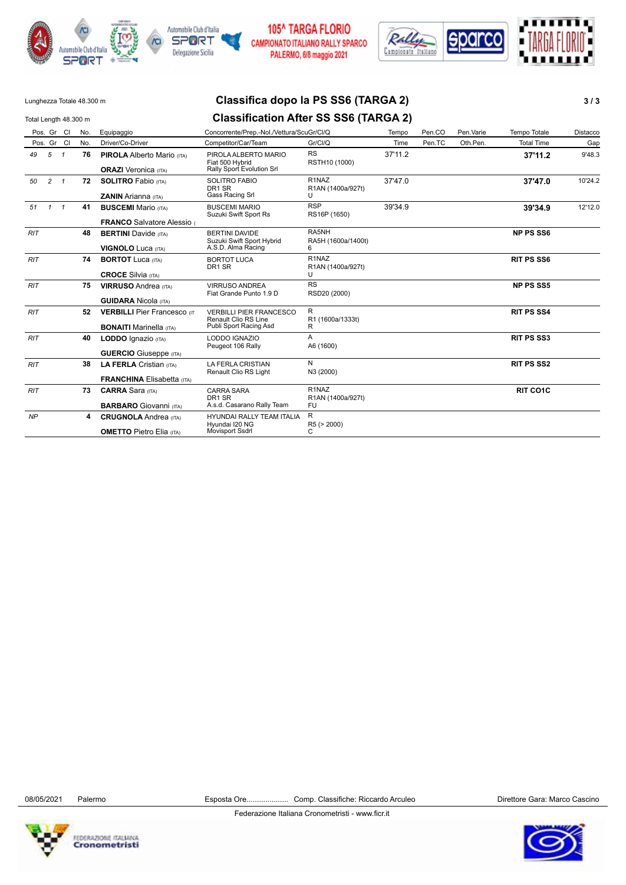105^ TARGA FLORIO
CAMPIONATO ITALIANO RALLY SPARCO
PALERMO, 6/8 maggio 2021

Lunghezza Totale 48.300 m

Total Length 48.300 m

# Classifica dopo la PS SS6 (TARGA 2)

# Classification After SS SS6 (TARGA 2)

| Pos. Pos. | Gr Gr | Cl Cl | No. No. | Equipaggio Driver/Co-Driver | Concorrente/Prep.-Nol./Vettura Competitor/Car/Team | ScuGr/Cl/Q Gr/Cl/Q | Tempo Time | Pen.CO Pen.TC | Pen.Varie Oth.Pen. | Tempo Totale Total Time | Distacco Gap |
|---|---|---|---|---|---|---|---|---|---|---|---|
| *49* | *5* | *1* | **76** | **PIROLA** Alberto Mario (ITA) **ORAZI** Veronica (ITA) | PIROLA ALBERTO MARIO Fiat 500 Hybrid Rally Sport Evolution Srl | RS RSTH10 (1000) | 37'11.2 | | | **37'11.2** | 9'48.3 |
| *50* | *2* | *1* | **72** | **SOLITRO** Fabio (ITA) **ZANIN** Arianna (ITA) | SOLITRO FABIO DR1 SR Gass Racing Srl | R1NAZ R1AN (1400a/927t) U | 37'47.0 | | | **37'47.0** | 10'24.2 |
| *51* | *1* | *1* | **41** | **BUSCEMI** Mario (ITA) **FRANCO** Salvatore Alessio ( | BUSCEMI MARIO Suzuki Swift Sport Rs | RSP RS16P (1650) | 39'34.9 | | | **39'34.9** | 12'12.0 |
| *RIT* | | | **48** | **BERTINI** Davide (ITA) **VIGNOLO** Luca (ITA) | BERTINI DAVIDE Suzuki Swift Sport Hybrid A.S.D. Alma Racing | RA5NH RA5H (1600a/1400t) 6 | | | | **NP PS SS6** | |
| *RIT* | | | **74** | **BORTOT** Luca (ITA) **CROCE** Silvia (ITA) | BORTOT LUCA DR1 SR | R1NAZ R1AN (1400a/927t) U | | | | **RIT PS SS6** | |
| *RIT* | | | **75** | **VIRRUSO** Andrea (ITA) **GUIDARA** Nicola (ITA) | VIRRUSO ANDREA Fiat Grande Punto 1.9 D | RS RSD20 (2000) | | | | **NP PS SS5** | |
| *RIT* | | | **52** | **VERBILLI** Pier Francesco (IT **BONAITI** Marinella (ITA) | VERBILLI PIER FRANCESCO Renault Clio RS Line Publi Sport Racing Asd | R R1 (1600a/1333t) R | | | | **RIT PS SS4** | |
| *RIT* | | | **40** | **LODDO** Ignazio (ITA) **GUERCIO** Giuseppe (ITA) | LODDO IGNAZIO Peugeot 106 Rally | A A6 (1600) | | | | **RIT PS SS3** | |
| *RIT* | | | **38** | **LA FERLA** Cristian (ITA) **FRANCHINA** Elisabetta (ITA) | LA FERLA CRISTIAN Renault Clio RS Light | N N3 (2000) | | | | **RIT PS SS2** | |
| *RIT* | | | **73** | **CARRA** Sara (ITA) **BARBARO** Giovanni (ITA) | CARRA SARA DR1 SR A.s.d. Casarano Rally Team | R1NAZ R1AN (1400a/927t) FU | | | | **RIT CO1C** | |
| *NP* | | | **4** | **CRUGNOLA** Andrea (ITA) **OMETTO** Pietro Elia (ITA) | HYUNDAI RALLY TEAM ITALIA Hyundai I20 NG Movisport Ssdrl | R R5 (> 2000) C | | | | | |

08/05/2021 Palermo Esposta Ore.................... Comp. Classifiche: Riccardo Arculeo Direttore Gara: Marco Cascino

Federazione Italiana Cronometristi - www.ficr.it